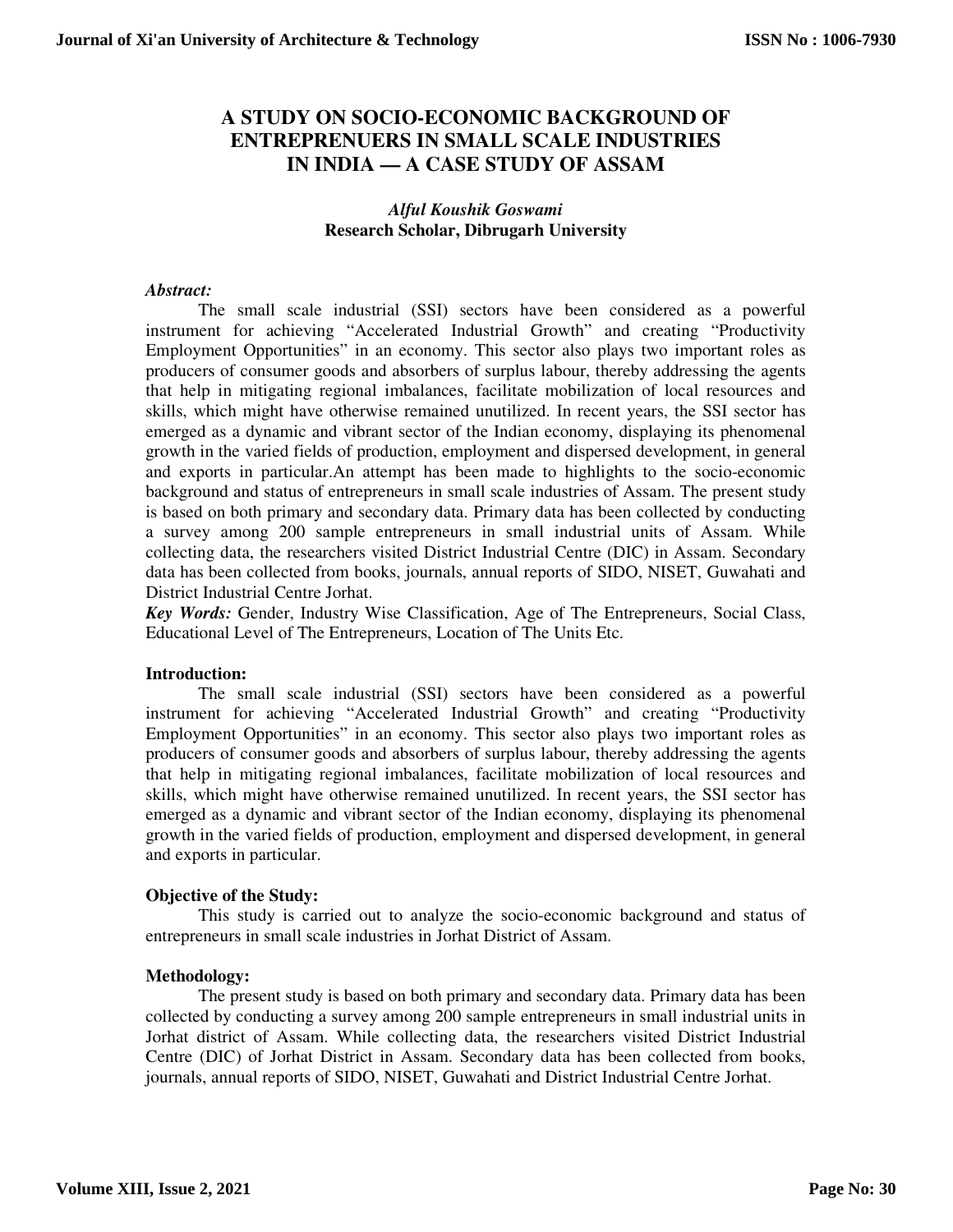# A STUDY ON SOCIO-ECONOMIC BACKGROUND OF ENTREPRENUERS IN SMALL SCALE INDUSTRIES IN INDIA — A CASE STUDY OF ASSAM

***Alful Koushik Goswami***
**Research Scholar, Dibrugarh University**

***Abstract:***

The small scale industrial (SSI) sectors have been considered as a powerful instrument for achieving "Accelerated Industrial Growth" and creating "Productivity Employment Opportunities" in an economy. This sector also plays two important roles as producers of consumer goods and absorbers of surplus labour, thereby addressing the agents that help in mitigating regional imbalances, facilitate mobilization of local resources and skills, which might have otherwise remained unutilized. In recent years, the SSI sector has emerged as a dynamic and vibrant sector of the Indian economy, displaying its phenomenal growth in the varied fields of production, employment and dispersed development, in general and exports in particular.An attempt has been made to highlights to the socio-economic background and status of entrepreneurs in small scale industries of Assam. The present study is based on both primary and secondary data. Primary data has been collected by conducting a survey among 200 sample entrepreneurs in small industrial units of Assam. While collecting data, the researchers visited District Industrial Centre (DIC) in Assam. Secondary data has been collected from books, journals, annual reports of SIDO, NISET, Guwahati and District Industrial Centre Jorhat.

***Key Words:*** Gender, Industry Wise Classification, Age of The Entrepreneurs, Social Class, Educational Level of The Entrepreneurs, Location of The Units Etc.

**Introduction:**

The small scale industrial (SSI) sectors have been considered as a powerful instrument for achieving "Accelerated Industrial Growth" and creating "Productivity Employment Opportunities" in an economy. This sector also plays two important roles as producers of consumer goods and absorbers of surplus labour, thereby addressing the agents that help in mitigating regional imbalances, facilitate mobilization of local resources and skills, which might have otherwise remained unutilized. In recent years, the SSI sector has emerged as a dynamic and vibrant sector of the Indian economy, displaying its phenomenal growth in the varied fields of production, employment and dispersed development, in general and exports in particular.

**Objective of the Study:**

This study is carried out to analyze the socio-economic background and status of entrepreneurs in small scale industries in Jorhat District of Assam.

**Methodology:**

The present study is based on both primary and secondary data. Primary data has been collected by conducting a survey among 200 sample entrepreneurs in small industrial units in Jorhat district of Assam. While collecting data, the researchers visited District Industrial Centre (DIC) of Jorhat District in Assam. Secondary data has been collected from books, journals, annual reports of SIDO, NISET, Guwahati and District Industrial Centre Jorhat.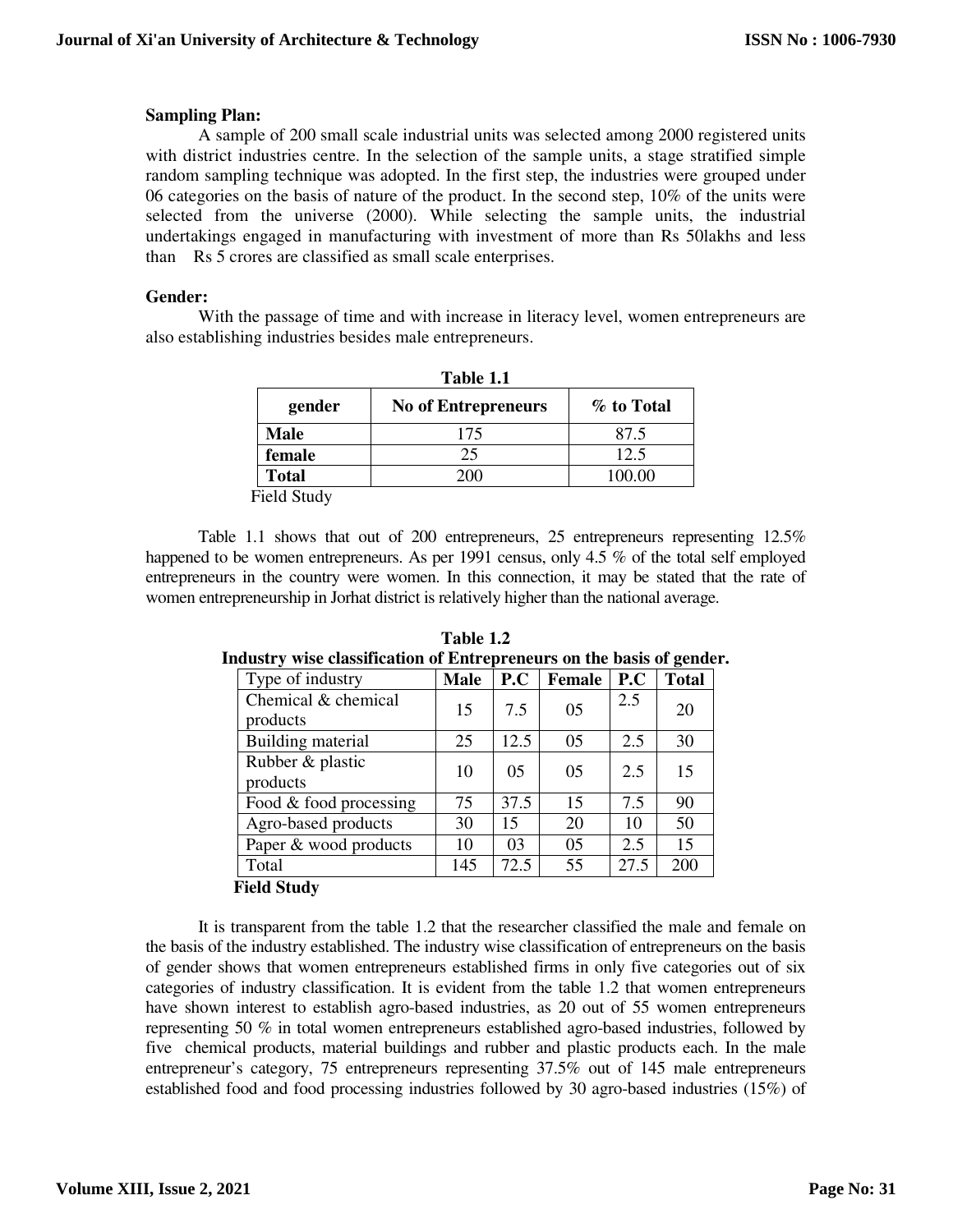**Sampling Plan:**

A sample of 200 small scale industrial units was selected among 2000 registered units with district industries centre. In the selection of the sample units, a stage stratified simple random sampling technique was adopted. In the first step, the industries were grouped under 06 categories on the basis of nature of the product. In the second step, 10% of the units were selected from the universe (2000). While selecting the sample units, the industrial undertakings engaged in manufacturing with investment of more than Rs 50lakhs and less than Rs 5 crores are classified as small scale enterprises.

**Gender:**

With the passage of time and with increase in literacy level, women entrepreneurs are also establishing industries besides male entrepreneurs.

**Table 1.1**

| gender | No of Entrepreneurs | % to Total |
|---|---|---|
| **Male** | 175 | 87.5 |
| **female** | 25 | 12.5 |
| **Total** | 200 | 100.00 |

Field Study

Table 1.1 shows that out of 200 entrepreneurs, 25 entrepreneurs representing 12.5% happened to be women entrepreneurs. As per 1991 census, only 4.5 % of the total self employed entrepreneurs in the country were women. In this connection, it may be stated that the rate of women entrepreneurship in Jorhat district is relatively higher than the national average.

**Table 1.2**
**Industry wise classification of Entrepreneurs on the basis of gender.**

| Type of industry | Male | P.C | Female | P.C | Total |
|---|---|---|---|---|---|
| Chemical & chemical products | 15 | 7.5 | 05 | 2.5 | 20 |
| Building material | 25 | 12.5 | 05 | 2.5 | 30 |
| Rubber & plastic products | 10 | 05 | 05 | 2.5 | 15 |
| Food & food processing | 75 | 37.5 | 15 | 7.5 | 90 |
| Agro-based products | 30 | 15 | 20 | 10 | 50 |
| Paper & wood products | 10 | 03 | 05 | 2.5 | 15 |
| Total | 145 | 72.5 | 55 | 27.5 | 200 |

**Field Study**

It is transparent from the table 1.2 that the researcher classified the male and female on the basis of the industry established. The industry wise classification of entrepreneurs on the basis of gender shows that women entrepreneurs established firms in only five categories out of six categories of industry classification. It is evident from the table 1.2 that women entrepreneurs have shown interest to establish agro-based industries, as 20 out of 55 women entrepreneurs representing 50 % in total women entrepreneurs established agro-based industries, followed by five chemical products, material buildings and rubber and plastic products each. In the male entrepreneur's category, 75 entrepreneurs representing 37.5% out of 145 male entrepreneurs established food and food processing industries followed by 30 agro-based industries (15%) of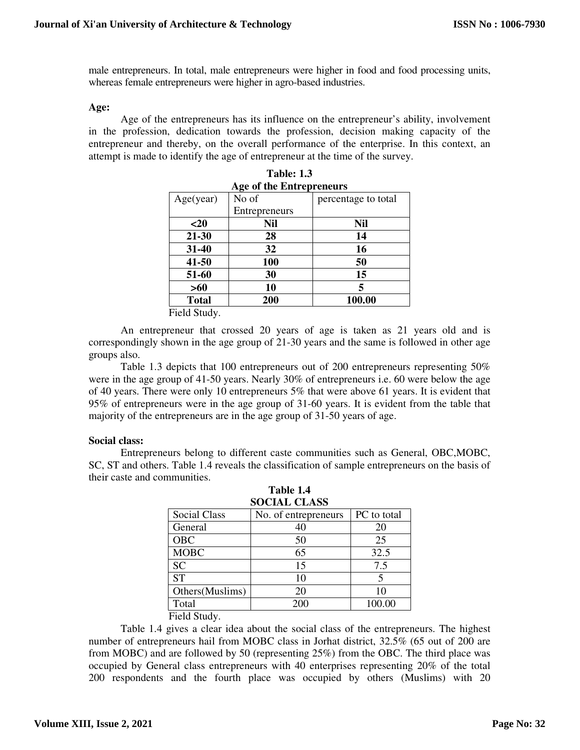male entrepreneurs. In total, male entrepreneurs were higher in food and food processing units, whereas female entrepreneurs were higher in agro-based industries.

**Age:**

Age of the entrepreneurs has its influence on the entrepreneur's ability, involvement in the profession, dedication towards the profession, decision making capacity of the entrepreneur and thereby, on the overall performance of the enterprise. In this context, an attempt is made to identify the age of entrepreneur at the time of the survey.

**Table: 1.3**
**Age of the Entrepreneurs**

| Age(year) | No of Entrepreneurs | percentage to total |
|---|---|---|
| **<20** | **Nil** | **Nil** |
| **21-30** | **28** | **14** |
| **31-40** | **32** | **16** |
| **41-50** | **100** | **50** |
| **51-60** | **30** | **15** |
| **>60** | **10** | **5** |
| **Total** | **200** | **100.00** |

Field Study.

An entrepreneur that crossed 20 years of age is taken as 21 years old and is correspondingly shown in the age group of 21-30 years and the same is followed in other age groups also.

Table 1.3 depicts that 100 entrepreneurs out of 200 entrepreneurs representing 50% were in the age group of 41-50 years. Nearly 30% of entrepreneurs i.e. 60 were below the age of 40 years. There were only 10 entrepreneurs 5% that were above 61 years. It is evident that 95% of entrepreneurs were in the age group of 31-60 years. It is evident from the table that majority of the entrepreneurs are in the age group of 31-50 years of age.

**Social class:**

Entrepreneurs belong to different caste communities such as General, OBC,MOBC, SC, ST and others. Table 1.4 reveals the classification of sample entrepreneurs on the basis of their caste and communities.

**Table 1.4**
**SOCIAL CLASS**

| Social Class | No. of entrepreneurs | PC to total |
|---|---|---|
| General | 40 | 20 |
| OBC | 50 | 25 |
| MOBC | 65 | 32.5 |
| SC | 15 | 7.5 |
| ST | 10 | 5 |
| Others(Muslims) | 20 | 10 |
| Total | 200 | 100.00 |

Field Study.

Table 1.4 gives a clear idea about the social class of the entrepreneurs. The highest number of entrepreneurs hail from MOBC class in Jorhat district, 32.5% (65 out of 200 are from MOBC) and are followed by 50 (representing 25%) from the OBC. The third place was occupied by General class entrepreneurs with 40 enterprises representing 20% of the total 200 respondents and the fourth place was occupied by others (Muslims) with 20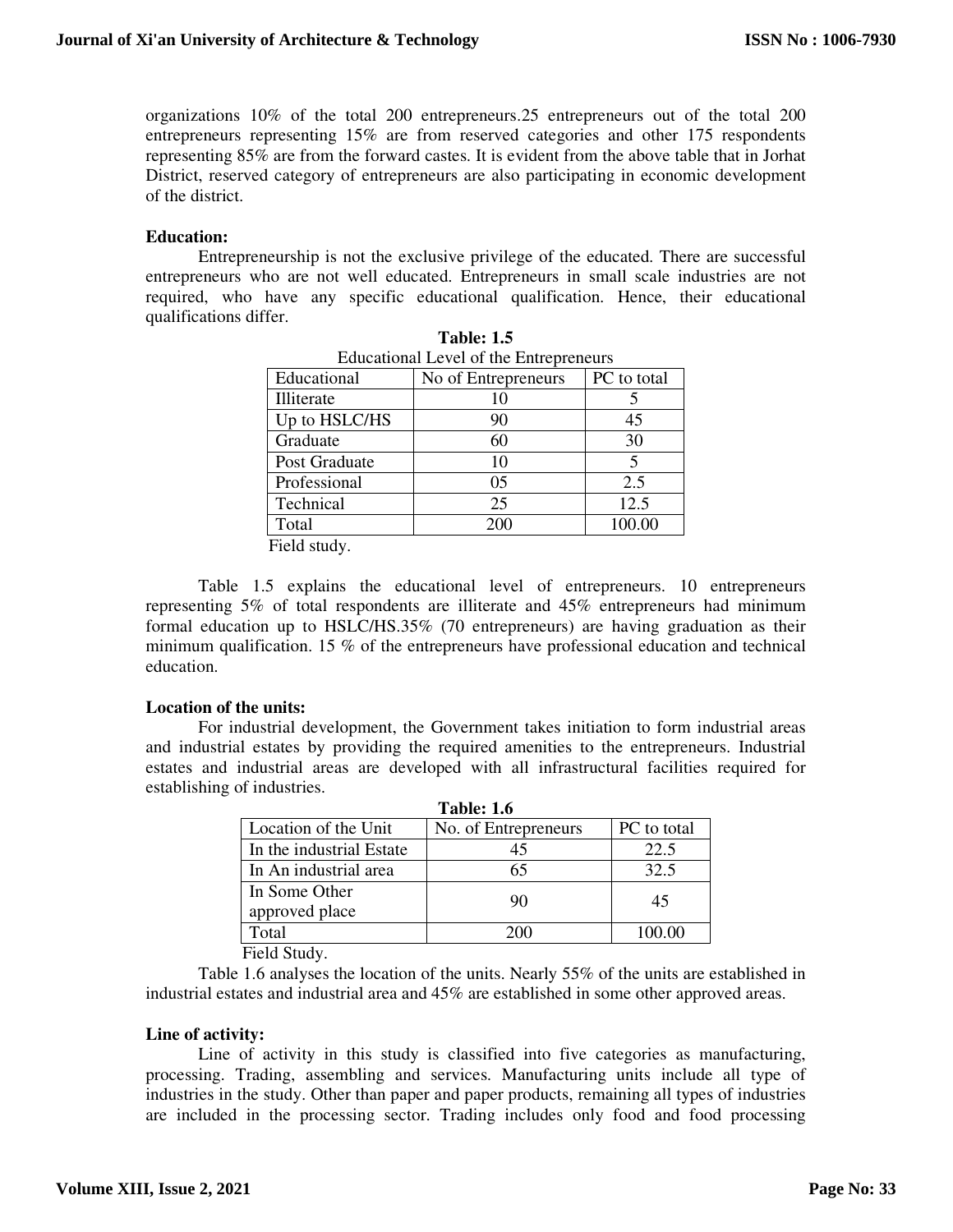organizations 10% of the total 200 entrepreneurs.25 entrepreneurs out of the total 200 entrepreneurs representing 15% are from reserved categories and other 175 respondents representing 85% are from the forward castes. It is evident from the above table that in Jorhat District, reserved category of entrepreneurs are also participating in economic development of the district.

**Education:**

Entrepreneurship is not the exclusive privilege of the educated. There are successful entrepreneurs who are not well educated. Entrepreneurs in small scale industries are not required, who have any specific educational qualification. Hence, their educational qualifications differ.

**Table: 1.5**

Educational Level of the Entrepreneurs

| Educational | No of Entrepreneurs | PC to total |
|---|---|---|
| Illiterate | 10 | 5 |
| Up to HSLC/HS | 90 | 45 |
| Graduate | 60 | 30 |
| Post Graduate | 10 | 5 |
| Professional | 05 | 2.5 |
| Technical | 25 | 12.5 |
| Total | 200 | 100.00 |

Field study.

Table 1.5 explains the educational level of entrepreneurs. 10 entrepreneurs representing 5% of total respondents are illiterate and 45% entrepreneurs had minimum formal education up to HSLC/HS.35% (70 entrepreneurs) are having graduation as their minimum qualification. 15 % of the entrepreneurs have professional education and technical education.

**Location of the units:**

For industrial development, the Government takes initiation to form industrial areas and industrial estates by providing the required amenities to the entrepreneurs. Industrial estates and industrial areas are developed with all infrastructural facilities required for establishing of industries.

**Table: 1.6**

| Location of the Unit | No. of Entrepreneurs | PC to total |
|---|---|---|
| In the industrial Estate | 45 | 22.5 |
| In An industrial area | 65 | 32.5 |
| In Some Other approved place | 90 | 45 |
| Total | 200 | 100.00 |

Field Study.

Table 1.6 analyses the location of the units. Nearly 55% of the units are established in industrial estates and industrial area and 45% are established in some other approved areas.

**Line of activity:**

Line of activity in this study is classified into five categories as manufacturing, processing. Trading, assembling and services. Manufacturing units include all type of industries in the study. Other than paper and paper products, remaining all types of industries are included in the processing sector. Trading includes only food and food processing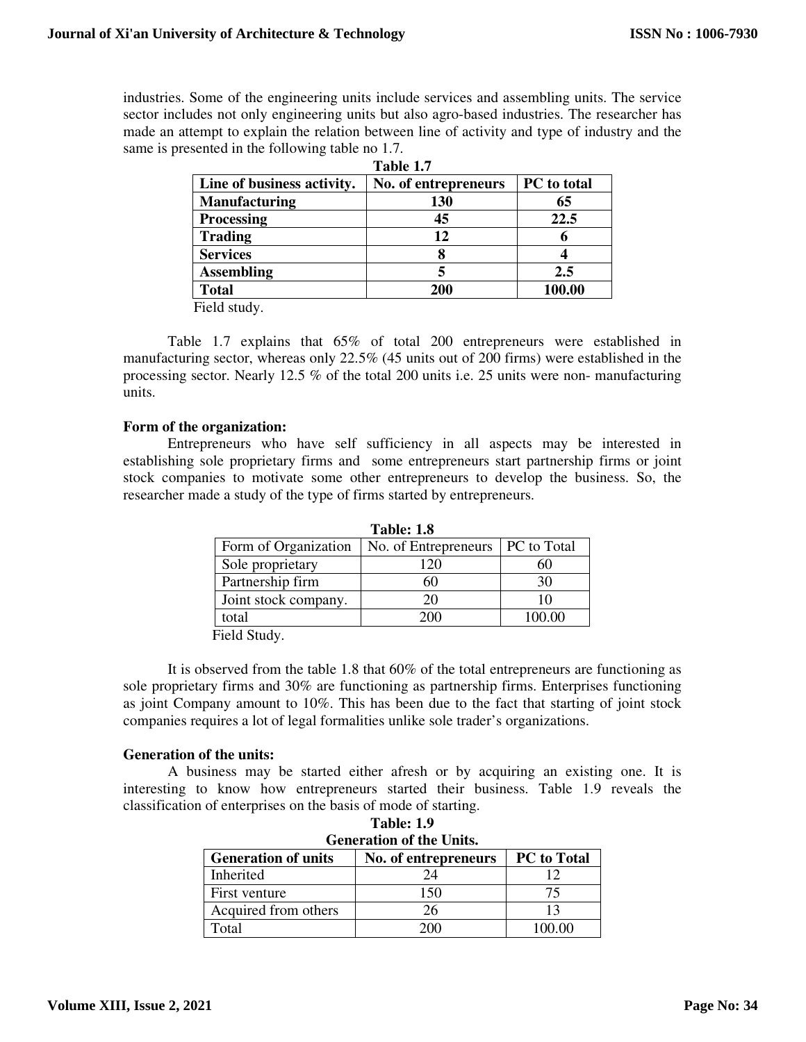industries. Some of the engineering units include services and assembling units. The service sector includes not only engineering units but also agro-based industries. The researcher has made an attempt to explain the relation between line of activity and type of industry and the same is presented in the following table no 1.7.

**Table 1.7**

| **Line of business activity.** | **No. of entrepreneurs** | **PC to total** |
|---|---|---|
| **Manufacturing** | **130** | **65** |
| **Processing** | **45** | **22.5** |
| **Trading** | **12** | **6** |
| **Services** | **8** | **4** |
| **Assembling** | **5** | **2.5** |
| **Total** | **200** | **100.00** |

Field study.

Table 1.7 explains that 65% of total 200 entrepreneurs were established in manufacturing sector, whereas only 22.5% (45 units out of 200 firms) were established in the processing sector. Nearly 12.5 % of the total 200 units i.e. 25 units were non- manufacturing units.

**Form of the organization:**

Entrepreneurs who have self sufficiency in all aspects may be interested in establishing sole proprietary firms and some entrepreneurs start partnership firms or joint stock companies to motivate some other entrepreneurs to develop the business. So, the researcher made a study of the type of firms started by entrepreneurs.

**Table: 1.8**

| Form of Organization | No. of Entrepreneurs | PC to Total |
|---|---|---|
| Sole proprietary | 120 | 60 |
| Partnership firm | 60 | 30 |
| Joint stock company. | 20 | 10 |
| total | 200 | 100.00 |

Field Study.

It is observed from the table 1.8 that 60% of the total entrepreneurs are functioning as sole proprietary firms and 30% are functioning as partnership firms. Enterprises functioning as joint Company amount to 10%. This has been due to the fact that starting of joint stock companies requires a lot of legal formalities unlike sole trader's organizations.

**Generation of the units:**

A business may be started either afresh or by acquiring an existing one. It is interesting to know how entrepreneurs started their business. Table 1.9 reveals the classification of enterprises on the basis of mode of starting.

**Table: 1.9**
**Generation of the Units.**

| **Generation of units** | **No. of entrepreneurs** | **PC to Total** |
|---|---|---|
| Inherited | 24 | 12 |
| First venture | 150 | 75 |
| Acquired from others | 26 | 13 |
| Total | 200 | 100.00 |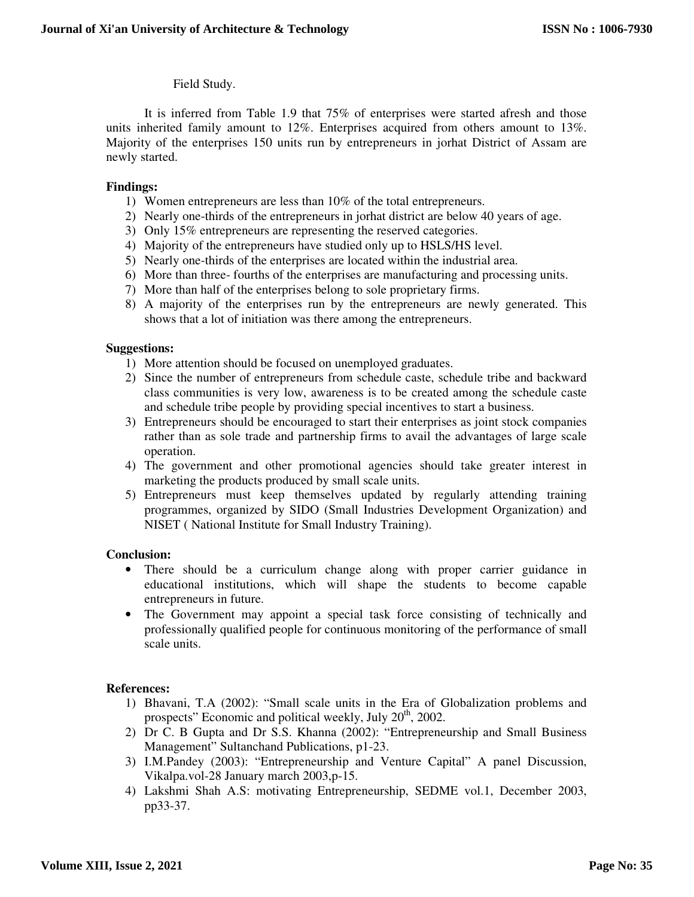Field Study.

It is inferred from Table 1.9 that 75% of enterprises were started afresh and those units inherited family amount to 12%. Enterprises acquired from others amount to 13%. Majority of the enterprises 150 units run by entrepreneurs in jorhat District of Assam are newly started.

**Findings:**

1) Women entrepreneurs are less than 10% of the total entrepreneurs.
2) Nearly one-thirds of the entrepreneurs in jorhat district are below 40 years of age.
3) Only 15% entrepreneurs are representing the reserved categories.
4) Majority of the entrepreneurs have studied only up to HSLS/HS level.
5) Nearly one-thirds of the enterprises are located within the industrial area.
6) More than three- fourths of the enterprises are manufacturing and processing units.
7) More than half of the enterprises belong to sole proprietary firms.
8) A majority of the enterprises run by the entrepreneurs are newly generated. This shows that a lot of initiation was there among the entrepreneurs.

**Suggestions:**

1) More attention should be focused on unemployed graduates.
2) Since the number of entrepreneurs from schedule caste, schedule tribe and backward class communities is very low, awareness is to be created among the schedule caste and schedule tribe people by providing special incentives to start a business.
3) Entrepreneurs should be encouraged to start their enterprises as joint stock companies rather than as sole trade and partnership firms to avail the advantages of large scale operation.
4) The government and other promotional agencies should take greater interest in marketing the products produced by small scale units.
5) Entrepreneurs must keep themselves updated by regularly attending training programmes, organized by SIDO (Small Industries Development Organization) and NISET ( National Institute for Small Industry Training).

**Conclusion:**

- There should be a curriculum change along with proper carrier guidance in educational institutions, which will shape the students to become capable entrepreneurs in future.
- The Government may appoint a special task force consisting of technically and professionally qualified people for continuous monitoring of the performance of small scale units.

**References:**

1) Bhavani, T.A (2002): "Small scale units in the Era of Globalization problems and prospects" Economic and political weekly, July 20th, 2002.
2) Dr C. B Gupta and Dr S.S. Khanna (2002): "Entrepreneurship and Small Business Management" Sultanchand Publications, p1-23.
3) I.M.Pandey (2003): "Entrepreneurship and Venture Capital" A panel Discussion, Vikalpa.vol-28 January march 2003,p-15.
4) Lakshmi Shah A.S: motivating Entrepreneurship, SEDME vol.1, December 2003, pp33-37.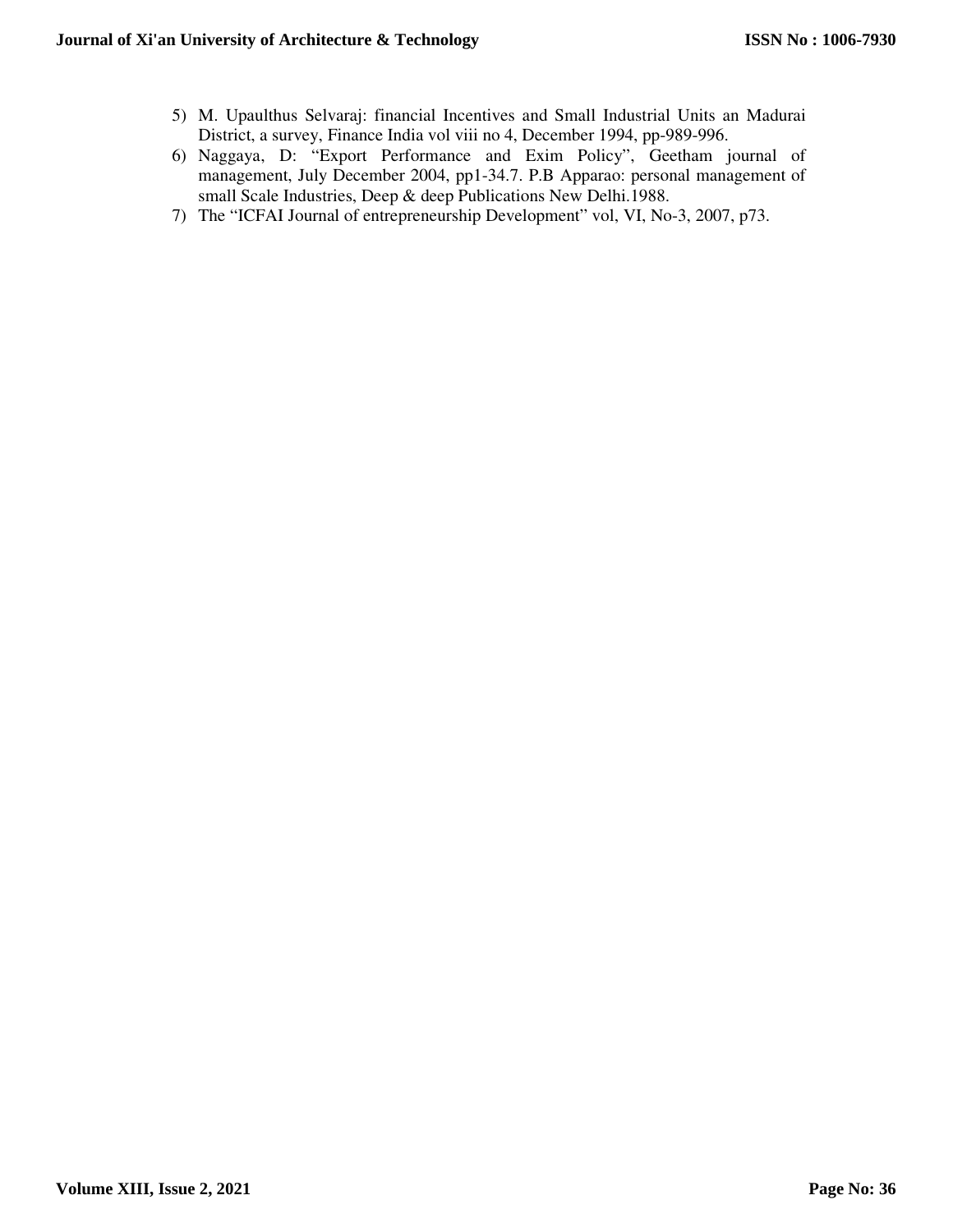5) M. Upaulthus Selvaraj: financial Incentives and Small Industrial Units an Madurai District, a survey, Finance India vol viii no 4, December 1994, pp-989-996.
6) Naggaya, D: “Export Performance and Exim Policy”, Geetham journal of management, July December 2004, pp1-34.7. P.B Apparao: personal management of small Scale Industries, Deep & deep Publications New Delhi.1988.
7) The “ICFAI Journal of entrepreneurship Development” vol, VI, No-3, 2007, p73.